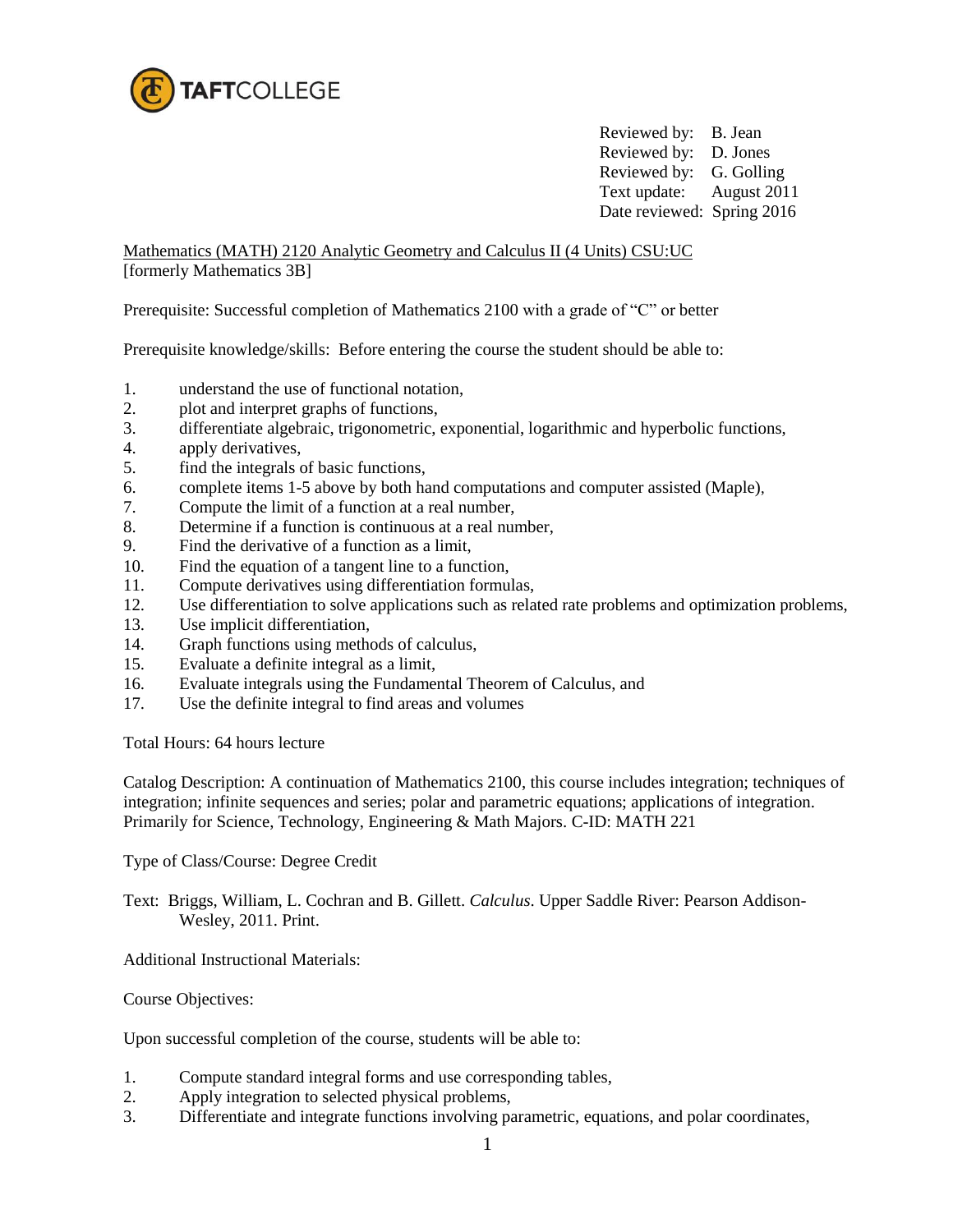TAFTCOLLEGE

Reviewed by: B. Jean
Reviewed by: D. Jones
Reviewed by: G. Golling
Text update: August 2011
Date reviewed: Spring 2016

Mathematics (MATH) 2120 Analytic Geometry and Calculus II (4 Units) CSU:UC
[formerly Mathematics 3B]

Prerequisite: Successful completion of Mathematics 2100 with a grade of "C" or better

Prerequisite knowledge/skills: Before entering the course the student should be able to:

1. understand the use of functional notation,
2. plot and interpret graphs of functions,
3. differentiate algebraic, trigonometric, exponential, logarithmic and hyperbolic functions,
4. apply derivatives,
5. find the integrals of basic functions,
6. complete items 1-5 above by both hand computations and computer assisted (Maple),
7. Compute the limit of a function at a real number,
8. Determine if a function is continuous at a real number,
9. Find the derivative of a function as a limit,
10. Find the equation of a tangent line to a function,
11. Compute derivatives using differentiation formulas,
12. Use differentiation to solve applications such as related rate problems and optimization problems,
13. Use implicit differentiation,
14. Graph functions using methods of calculus,
15. Evaluate a definite integral as a limit,
16. Evaluate integrals using the Fundamental Theorem of Calculus, and
17. Use the definite integral to find areas and volumes

Total Hours: 64 hours lecture

Catalog Description: A continuation of Mathematics 2100, this course includes integration; techniques of integration; infinite sequences and series; polar and parametric equations; applications of integration. Primarily for Science, Technology, Engineering & Math Majors. C-ID: MATH 221

Type of Class/Course: Degree Credit

Text: Briggs, William, L. Cochran and B. Gillett. *Calculus*. Upper Saddle River: Pearson Addison-Wesley, 2011. Print.

Additional Instructional Materials:

Course Objectives:

Upon successful completion of the course, students will be able to:

1. Compute standard integral forms and use corresponding tables,
2. Apply integration to selected physical problems,
3. Differentiate and integrate functions involving parametric, equations, and polar coordinates,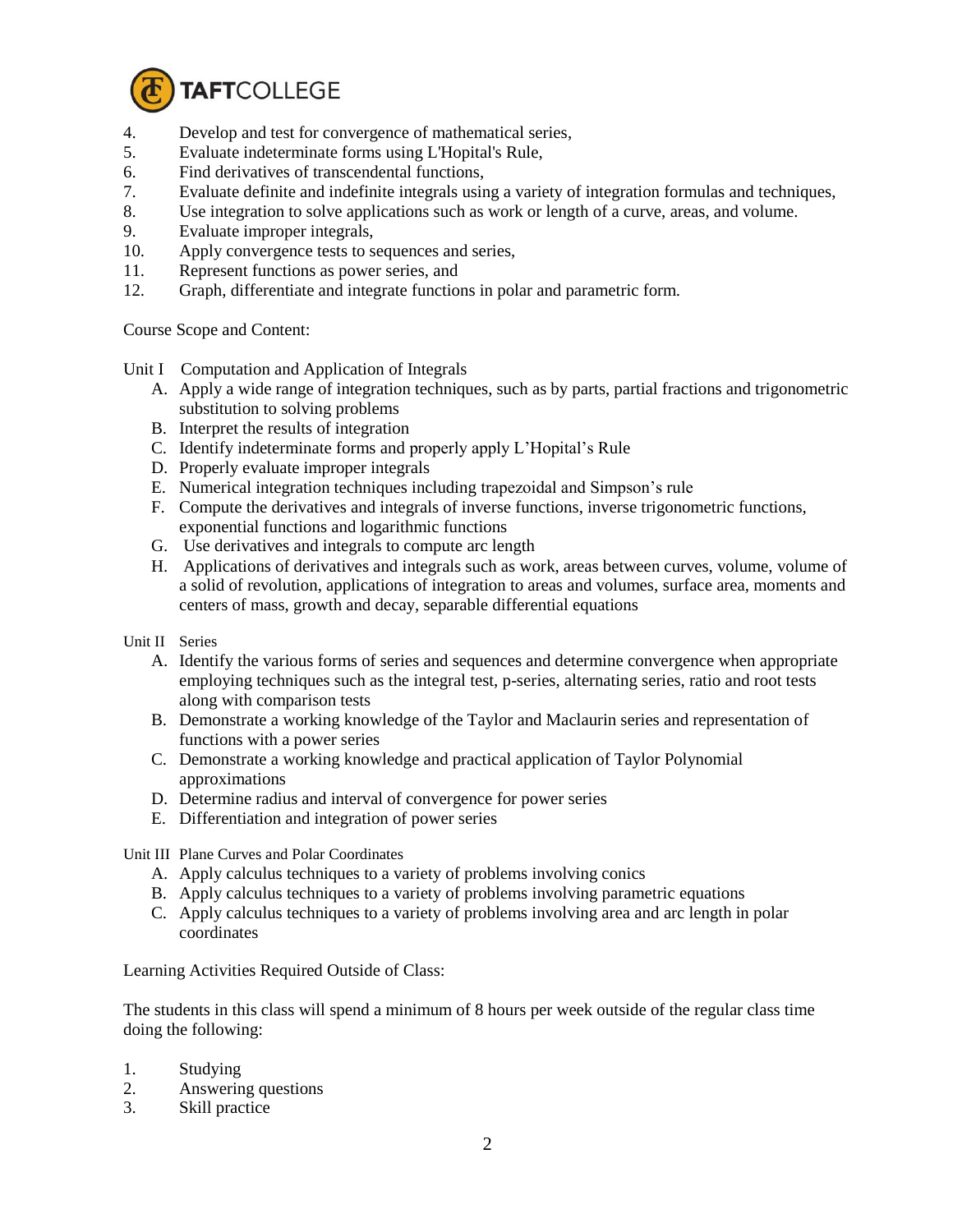4. Develop and test for convergence of mathematical series,
5. Evaluate indeterminate forms using L'Hopital's Rule,
6. Find derivatives of transcendental functions,
7. Evaluate definite and indefinite integrals using a variety of integration formulas and techniques,
8. Use integration to solve applications such as work or length of a curve, areas, and volume.
9. Evaluate improper integrals,
10. Apply convergence tests to sequences and series,
11. Represent functions as power series, and
12. Graph, differentiate and integrate functions in polar and parametric form.

Course Scope and Content:

Unit I Computation and Application of Integrals

- A. Apply a wide range of integration techniques, such as by parts, partial fractions and trigonometric substitution to solving problems
- B. Interpret the results of integration
- C. Identify indeterminate forms and properly apply L'Hopital's Rule
- D. Properly evaluate improper integrals
- E. Numerical integration techniques including trapezoidal and Simpson's rule
- F. Compute the derivatives and integrals of inverse functions, inverse trigonometric functions, exponential functions and logarithmic functions
- G. Use derivatives and integrals to compute arc length
- H. Applications of derivatives and integrals such as work, areas between curves, volume, volume of a solid of revolution, applications of integration to areas and volumes, surface area, moments and centers of mass, growth and decay, separable differential equations

Unit II Series

- A. Identify the various forms of series and sequences and determine convergence when appropriate employing techniques such as the integral test, p-series, alternating series, ratio and root tests along with comparison tests
- B. Demonstrate a working knowledge of the Taylor and Maclaurin series and representation of functions with a power series
- C. Demonstrate a working knowledge and practical application of Taylor Polynomial approximations
- D. Determine radius and interval of convergence for power series
- E. Differentiation and integration of power series

Unit III Plane Curves and Polar Coordinates

- A. Apply calculus techniques to a variety of problems involving conics
- B. Apply calculus techniques to a variety of problems involving parametric equations
- C. Apply calculus techniques to a variety of problems involving area and arc length in polar coordinates

Learning Activities Required Outside of Class:

The students in this class will spend a minimum of 8 hours per week outside of the regular class time doing the following:

1. Studying
2. Answering questions
3. Skill practice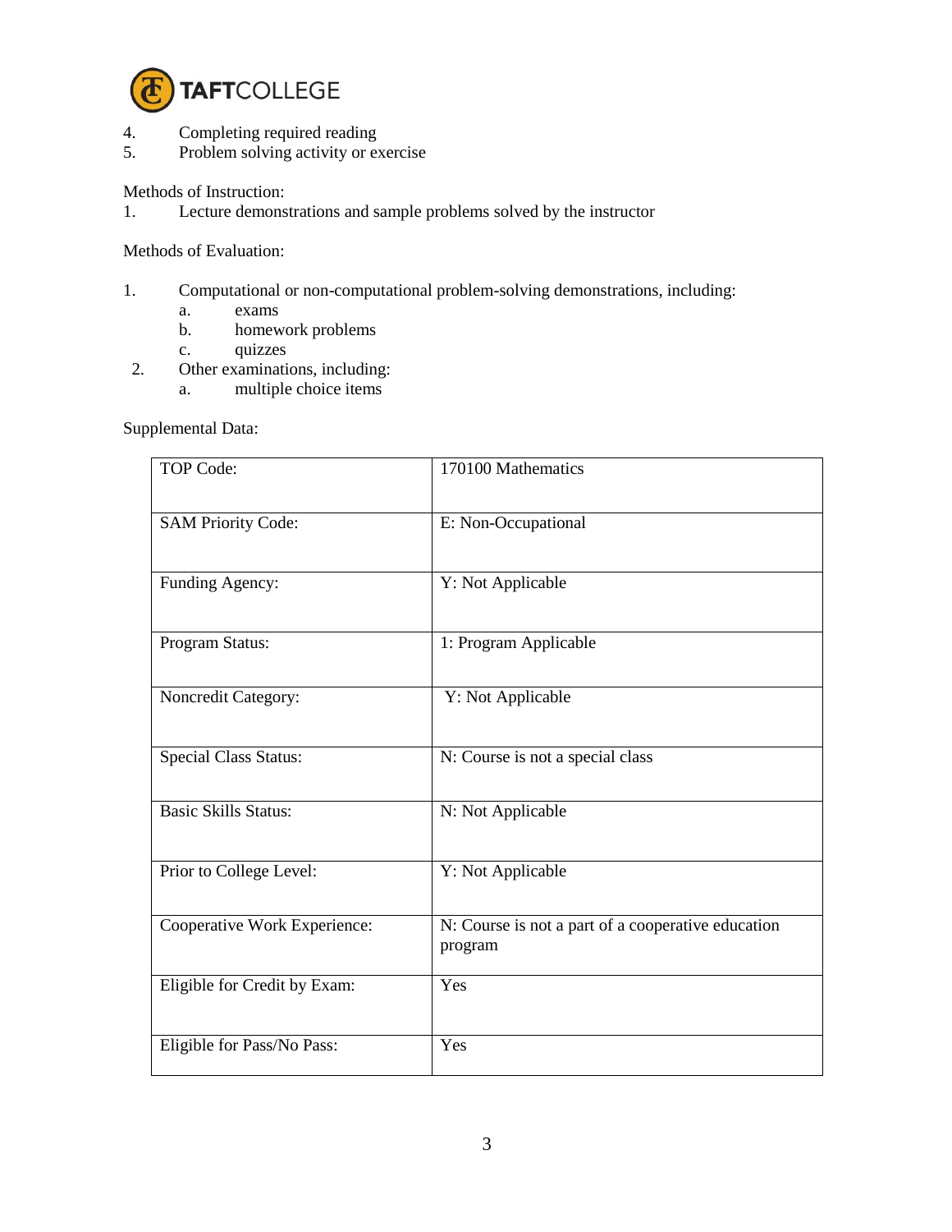4. Completing required reading
5. Problem solving activity or exercise

Methods of Instruction:

1. Lecture demonstrations and sample problems solved by the instructor

Methods of Evaluation:

1. Computational or non-computational problem-solving demonstrations, including:
   a. exams
   b. homework problems
   c. quizzes
2. Other examinations, including:
   a. multiple choice items

Supplemental Data:

| | |
|---|---|
| TOP Code: | 170100 Mathematics |
| SAM Priority Code: | E: Non-Occupational |
| Funding Agency: | Y: Not Applicable |
| Program Status: | 1: Program Applicable |
| Noncredit Category: | Y: Not Applicable |
| Special Class Status: | N: Course is not a special class |
| Basic Skills Status: | N: Not Applicable |
| Prior to College Level: | Y: Not Applicable |
| Cooperative Work Experience: | N: Course is not a part of a cooperative education program |
| Eligible for Credit by Exam: | Yes |
| Eligible for Pass/No Pass: | Yes |